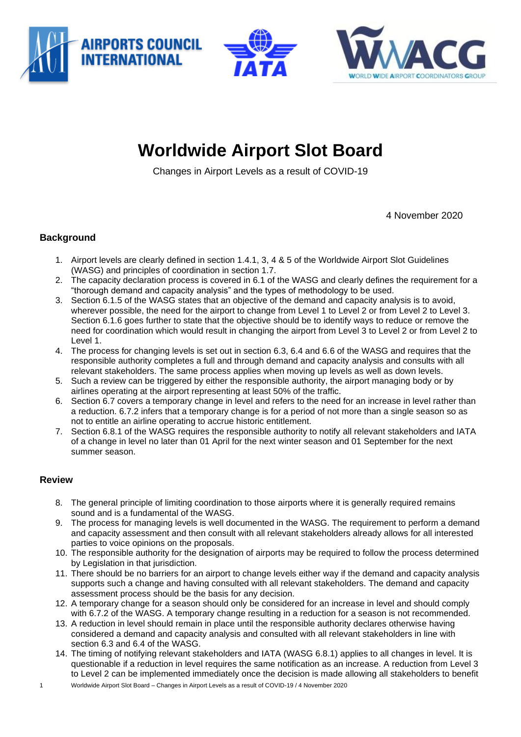# Worldwide Airport Slot Board

Changes in Airport Levels as a result of COVID-19

4 November 2020

## Background

1. Airport levels are clearly defined in section 1.4.1, 3, 4 & 5 of the Worldwide Airport Slot Guidelines (WASG) and principles of coordination in section 1.7.
2. The capacity declaration process is covered in 6.1 of the WASG and clearly defines the requirement for a "thorough demand and capacity analysis" and the types of methodology to be used.
3. Section 6.1.5 of the WASG states that an objective of the demand and capacity analysis is to avoid, wherever possible, the need for the airport to change from Level 1 to Level 2 or from Level 2 to Level 3. Section 6.1.6 goes further to state that the objective should be to identify ways to reduce or remove the need for coordination which would result in changing the airport from Level 3 to Level 2 or from Level 2 to Level 1.
4. The process for changing levels is set out in section 6.3, 6.4 and 6.6 of the WASG and requires that the responsible authority completes a full and through demand and capacity analysis and consults with all relevant stakeholders. The same process applies when moving up levels as well as down levels.
5. Such a review can be triggered by either the responsible authority, the airport managing body or by airlines operating at the airport representing at least 50% of the traffic.
6. Section 6.7 covers a temporary change in level and refers to the need for an increase in level rather than a reduction. 6.7.2 infers that a temporary change is for a period of not more than a single season so as not to entitle an airline operating to accrue historic entitlement.
7. Section 6.8.1 of the WASG requires the responsible authority to notify all relevant stakeholders and IATA of a change in level no later than 01 April for the next winter season and 01 September for the next summer season.

## Review

8. The general principle of limiting coordination to those airports where it is generally required remains sound and is a fundamental of the WASG.
9. The process for managing levels is well documented in the WASG. The requirement to perform a demand and capacity assessment and then consult with all relevant stakeholders already allows for all interested parties to voice opinions on the proposals.
10. The responsible authority for the designation of airports may be required to follow the process determined by Legislation in that jurisdiction.
11. There should be no barriers for an airport to change levels either way if the demand and capacity analysis supports such a change and having consulted with all relevant stakeholders. The demand and capacity assessment process should be the basis for any decision.
12. A temporary change for a season should only be considered for an increase in level and should comply with 6.7.2 of the WASG. A temporary change resulting in a reduction for a season is not recommended.
13. A reduction in level should remain in place until the responsible authority declares otherwise having considered a demand and capacity analysis and consulted with all relevant stakeholders in line with section 6.3 and 6.4 of the WASG.
14. The timing of notifying relevant stakeholders and IATA (WASG 6.8.1) applies to all changes in level. It is questionable if a reduction in level requires the same notification as an increase. A reduction from Level 3 to Level 2 can be implemented immediately once the decision is made allowing all stakeholders to benefit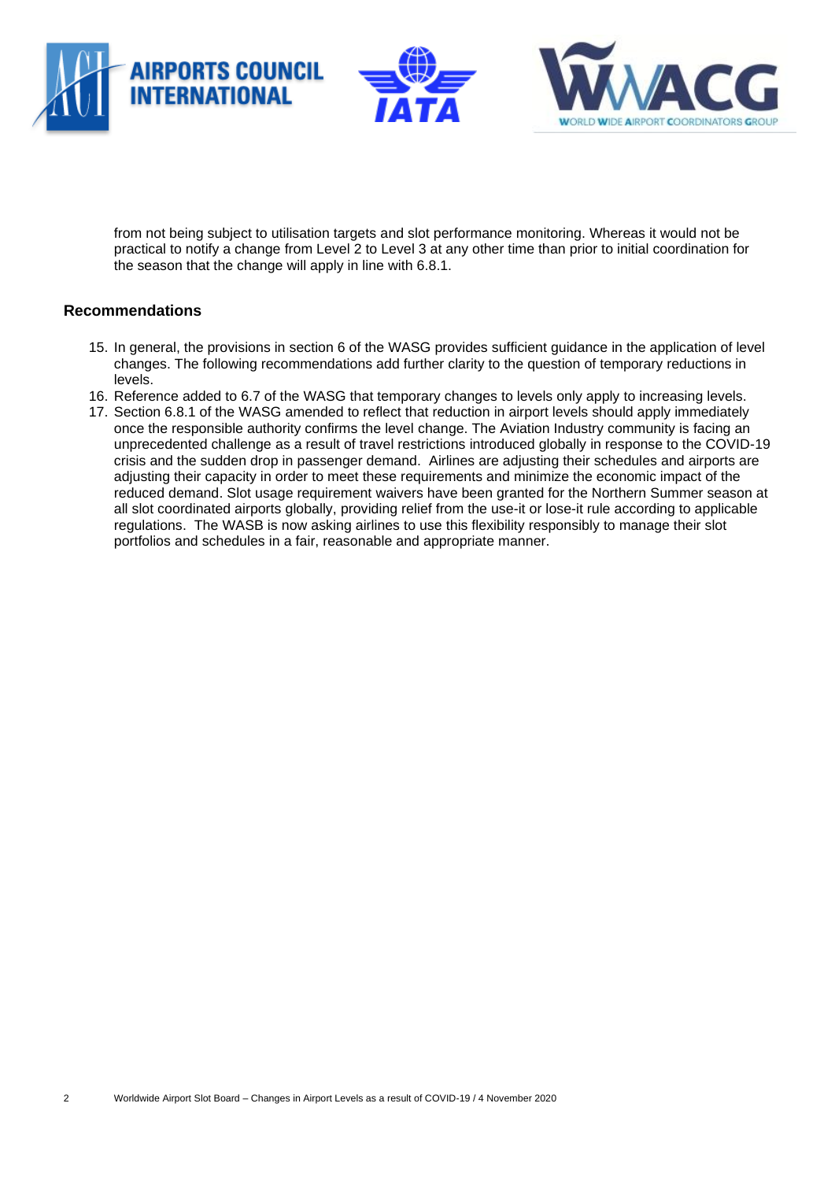from not being subject to utilisation targets and slot performance monitoring. Whereas it would not be practical to notify a change from Level 2 to Level 3 at any other time than prior to initial coordination for the season that the change will apply in line with 6.8.1.

## Recommendations

15. In general, the provisions in section 6 of the WASG provides sufficient guidance in the application of level changes. The following recommendations add further clarity to the question of temporary reductions in levels.
16. Reference added to 6.7 of the WASG that temporary changes to levels only apply to increasing levels.
17. Section 6.8.1 of the WASG amended to reflect that reduction in airport levels should apply immediately once the responsible authority confirms the level change. The Aviation Industry community is facing an unprecedented challenge as a result of travel restrictions introduced globally in response to the COVID-19 crisis and the sudden drop in passenger demand. Airlines are adjusting their schedules and airports are adjusting their capacity in order to meet these requirements and minimize the economic impact of the reduced demand. Slot usage requirement waivers have been granted for the Northern Summer season at all slot coordinated airports globally, providing relief from the use-it or lose-it rule according to applicable regulations. The WASB is now asking airlines to use this flexibility responsibly to manage their slot portfolios and schedules in a fair, reasonable and appropriate manner.